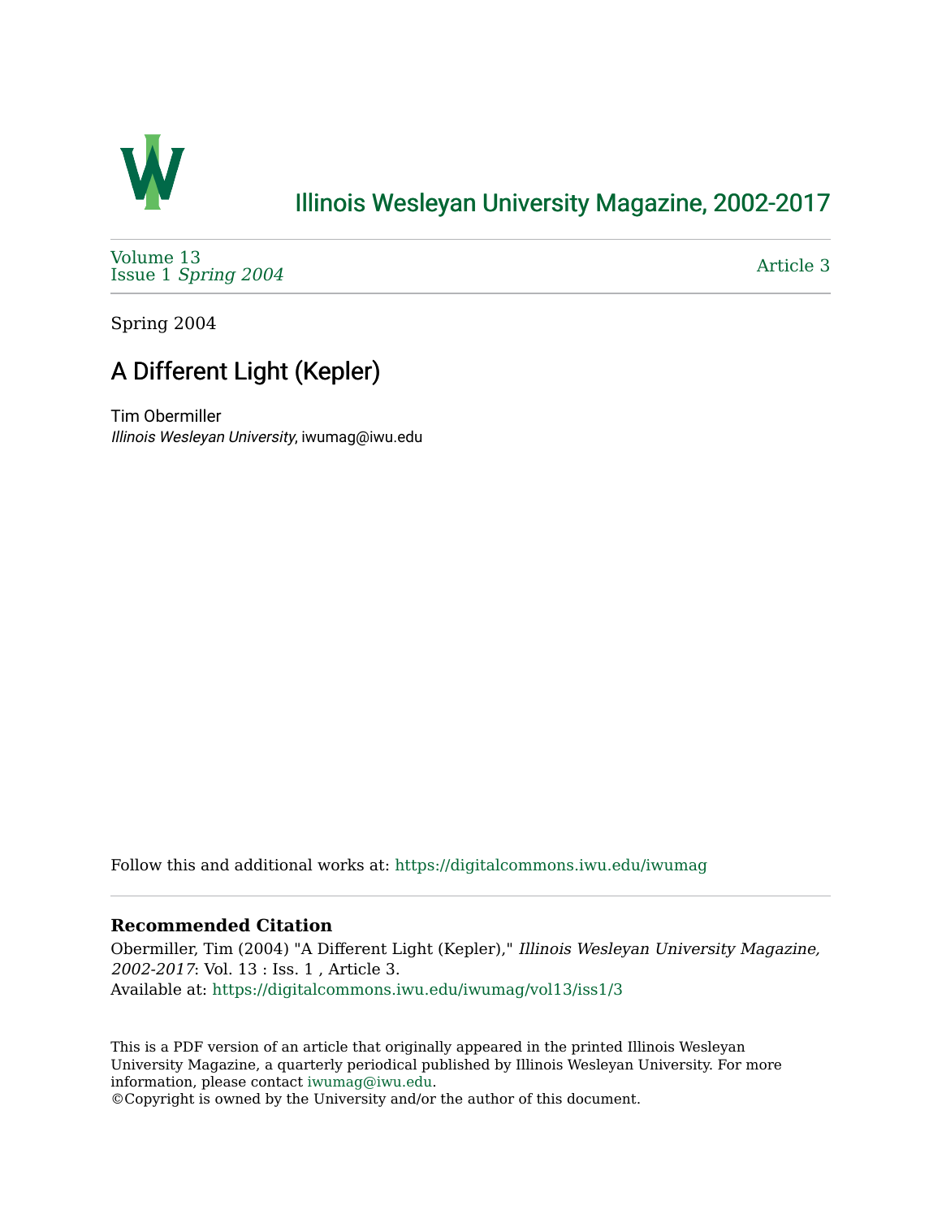# Illinois Wesleyan University Magazine, 2002-2017

Volume 13
Issue 1 *Spring 2004*

Article 3

Spring 2004

## A Different Light (Kepler)

Tim Obermiller
*Illinois Wesleyan University*, iwumag@iwu.edu

Follow this and additional works at: https://digitalcommons.iwu.edu/iwumag

**Recommended Citation**

Obermiller, Tim (2004) "A Different Light (Kepler)," *Illinois Wesleyan University Magazine, 2002-2017*: Vol. 13 : Iss. 1 , Article 3.
Available at: https://digitalcommons.iwu.edu/iwumag/vol13/iss1/3

This is a PDF version of an article that originally appeared in the printed Illinois Wesleyan University Magazine, a quarterly periodical published by Illinois Wesleyan University. For more information, please contact iwumag@iwu.edu.
©Copyright is owned by the University and/or the author of this document.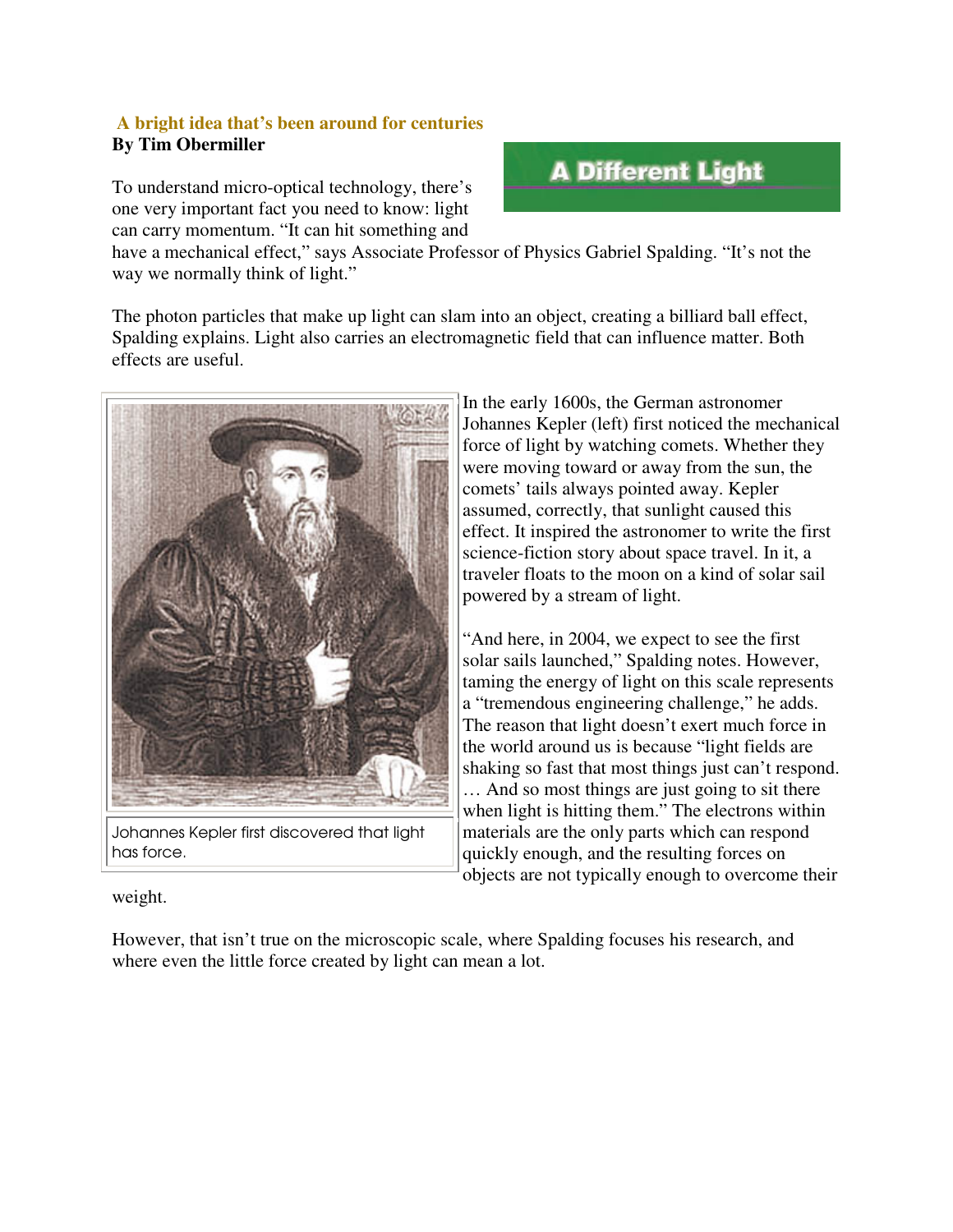### A bright idea that's been around for centuries

**By Tim Obermiller**

**A Different Light**

To understand micro-optical technology, there's one very important fact you need to know: light can carry momentum. "It can hit something and have a mechanical effect," says Associate Professor of Physics Gabriel Spalding. "It's not the way we normally think of light."

The photon particles that make up light can slam into an object, creating a billiard ball effect, Spalding explains. Light also carries an electromagnetic field that can influence matter. Both effects are useful.

Johannes Kepler first discovered that light has force.

In the early 1600s, the German astronomer Johannes Kepler (left) first noticed the mechanical force of light by watching comets. Whether they were moving toward or away from the sun, the comets' tails always pointed away. Kepler assumed, correctly, that sunlight caused this effect. It inspired the astronomer to write the first science-fiction story about space travel. In it, a traveler floats to the moon on a kind of solar sail powered by a stream of light.

"And here, in 2004, we expect to see the first solar sails launched," Spalding notes. However, taming the energy of light on this scale represents a "tremendous engineering challenge," he adds. The reason that light doesn't exert much force in the world around us is because "light fields are shaking so fast that most things just can't respond. … And so most things are just going to sit there when light is hitting them." The electrons within materials are the only parts which can respond quickly enough, and the resulting forces on objects are not typically enough to overcome their weight.

However, that isn't true on the microscopic scale, where Spalding focuses his research, and where even the little force created by light can mean a lot.